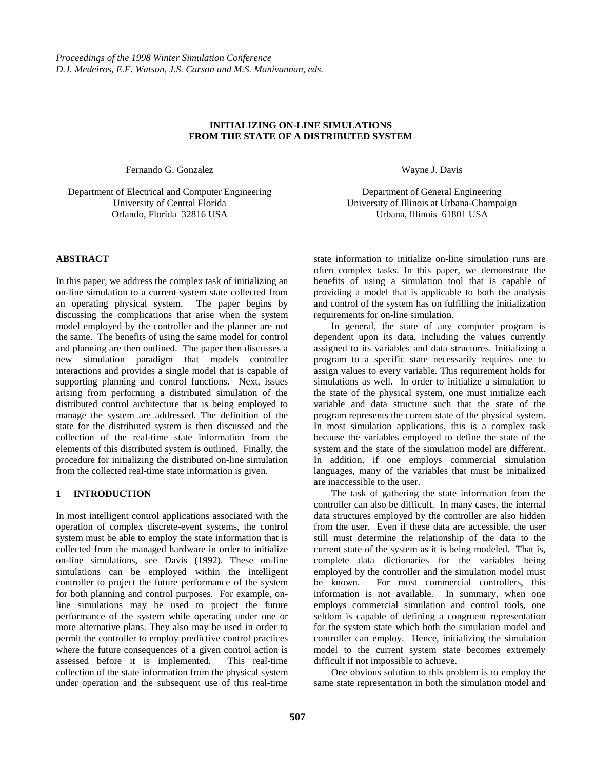*Proceedings of the 1998 Winter Simulation Conference*
*D.J. Medeiros, E.F. Watson, J.S. Carson and M.S. Manivannan, eds.*

# INITIALIZING ON-LINE SIMULATIONS FROM THE STATE OF A DISTRIBUTED SYSTEM

Fernando G. Gonzalez

Department of Electrical and Computer Engineering
University of Central Florida
Orlando, Florida 32816 USA

Wayne J. Davis

Department of General Engineering
University of Illinois at Urbana-Champaign
Urbana, Illinois 61801 USA

## ABSTRACT

In this paper, we address the complex task of initializing an on-line simulation to a current system state collected from an operating physical system. The paper begins by discussing the complications that arise when the system model employed by the controller and the planner are not the same. The benefits of using the same model for control and planning are then outlined. The paper then discusses a new simulation paradigm that models controller interactions and provides a single model that is capable of supporting planning and control functions. Next, issues arising from performing a distributed simulation of the distributed control architecture that is being employed to manage the system are addressed. The definition of the state for the distributed system is then discussed and the collection of the real-time state information from the elements of this distributed system is outlined. Finally, the procedure for initializing the distributed on-line simulation from the collected real-time state information is given.

## 1 INTRODUCTION

In most intelligent control applications associated with the operation of complex discrete-event systems, the control system must be able to employ the state information that is collected from the managed hardware in order to initialize on-line simulations, see Davis (1992). These on-line simulations can be employed within the intelligent controller to project the future performance of the system for both planning and control purposes. For example, on-line simulations may be used to project the future performance of the system while operating under one or more alternative plans. They also may be used in order to permit the controller to employ predictive control practices where the future consequences of a given control action is assessed before it is implemented. This real-time collection of the state information from the physical system under operation and the subsequent use of this real-time state information to initialize on-line simulation runs are often complex tasks. In this paper, we demonstrate the benefits of using a simulation tool that is capable of providing a model that is applicable to both the analysis and control of the system has on fulfilling the initialization requirements for on-line simulation.

In general, the state of any computer program is dependent upon its data, including the values currently assigned to its variables and data structures. Initializing a program to a specific state necessarily requires one to assign values to every variable. This requirement holds for simulations as well. In order to initialize a simulation to the state of the physical system, one must initialize each variable and data structure such that the state of the program represents the current state of the physical system. In most simulation applications, this is a complex task because the variables employed to define the state of the system and the state of the simulation model are different. In addition, if one employs commercial simulation languages, many of the variables that must be initialized are inaccessible to the user.

The task of gathering the state information from the controller can also be difficult. In many cases, the internal data structures employed by the controller are also hidden from the user. Even if these data are accessible, the user still must determine the relationship of the data to the current state of the system as it is being modeled. That is, complete data dictionaries for the variables being employed by the controller and the simulation model must be known. For most commercial controllers, this information is not available. In summary, when one employs commercial simulation and control tools, one seldom is capable of defining a congruent representation for the system state which both the simulation model and controller can employ. Hence, initializing the simulation model to the current system state becomes extremely difficult if not impossible to achieve.

One obvious solution to this problem is to employ the same state representation in both the simulation model and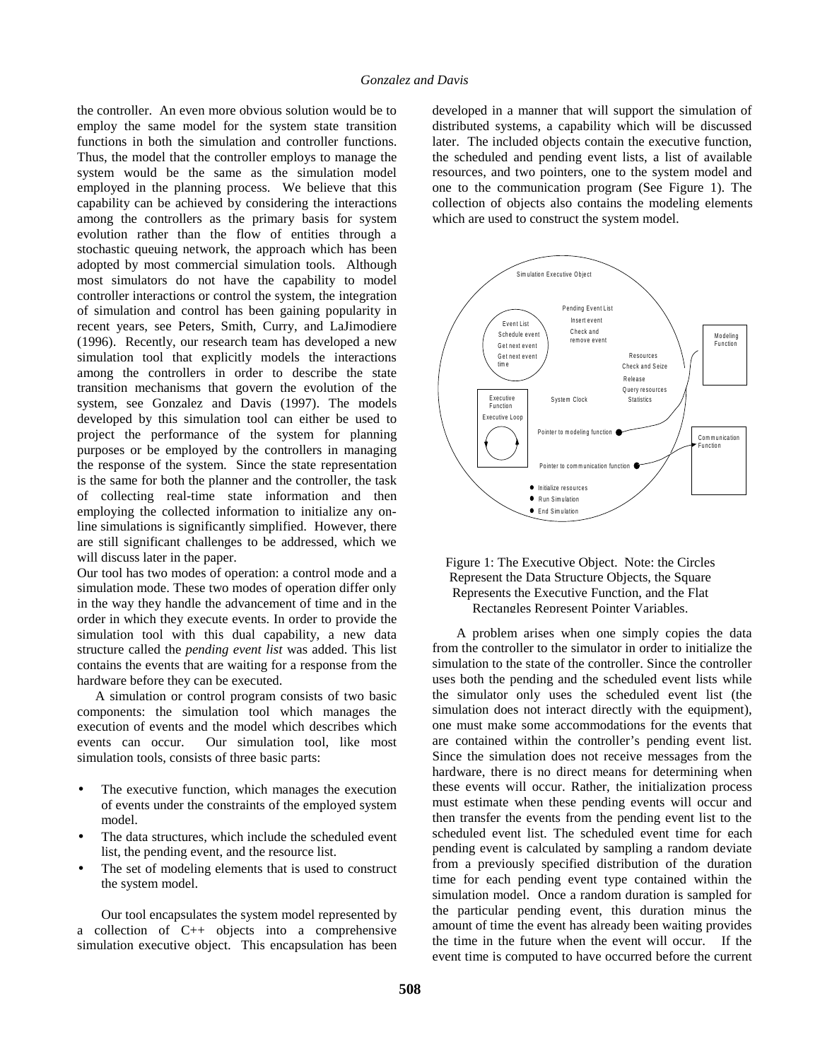the controller. An even more obvious solution would be to employ the same model for the system state transition functions in both the simulation and controller functions. Thus, the model that the controller employs to manage the system would be the same as the simulation model employed in the planning process. We believe that this capability can be achieved by considering the interactions among the controllers as the primary basis for system evolution rather than the flow of entities through a stochastic queuing network, the approach which has been adopted by most commercial simulation tools. Although most simulators do not have the capability to model controller interactions or control the system, the integration of simulation and control has been gaining popularity in recent years, see Peters, Smith, Curry, and LaJimodiere (1996). Recently, our research team has developed a new simulation tool that explicitly models the interactions among the controllers in order to describe the state transition mechanisms that govern the evolution of the system, see Gonzalez and Davis (1997). The models developed by this simulation tool can either be used to project the performance of the system for planning purposes or be employed by the controllers in managing the response of the system. Since the state representation is the same for both the planner and the controller, the task of collecting real-time state information and then employing the collected information to initialize any on-line simulations is significantly simplified. However, there are still significant challenges to be addressed, which we will discuss later in the paper.

Our tool has two modes of operation: a control mode and a simulation mode. These two modes of operation differ only in the way they handle the advancement of time and in the order in which they execute events. In order to provide the simulation tool with this dual capability, a new data structure called the *pending event list* was added. This list contains the events that are waiting for a response from the hardware before they can be executed.

A simulation or control program consists of two basic components: the simulation tool which manages the execution of events and the model which describes which events can occur. Our simulation tool, like most simulation tools, consists of three basic parts:

- The executive function, which manages the execution of events under the constraints of the employed system model.
- The data structures, which include the scheduled event list, the pending event, and the resource list.
- The set of modeling elements that is used to construct the system model.

Our tool encapsulates the system model represented by a collection of C++ objects into a comprehensive simulation executive object. This encapsulation has been developed in a manner that will support the simulation of distributed systems, a capability which will be discussed later. The included objects contain the executive function, the scheduled and pending event lists, a list of available resources, and two pointers, one to the system model and one to the communication program (See Figure 1). The collection of objects also contains the modeling elements which are used to construct the system model.

Figure 1: The Executive Object. Note: the Circles Represent the Data Structure Objects, the Square Represents the Executive Function, and the Flat Rectangles Represent Pointer Variables.

A problem arises when one simply copies the data from the controller to the simulator in order to initialize the simulation to the state of the controller. Since the controller uses both the pending and the scheduled event lists while the simulator only uses the scheduled event list (the simulation does not interact directly with the equipment), one must make some accommodations for the events that are contained within the controller's pending event list. Since the simulation does not receive messages from the hardware, there is no direct means for determining when these events will occur. Rather, the initialization process must estimate when these pending events will occur and then transfer the events from the pending event list to the scheduled event list. The scheduled event time for each pending event is calculated by sampling a random deviate from a previously specified distribution of the duration time for each pending event type contained within the simulation model. Once a random duration is sampled for the particular pending event, this duration minus the amount of time the event has already been waiting provides the time in the future when the event will occur. If the event time is computed to have occurred before the current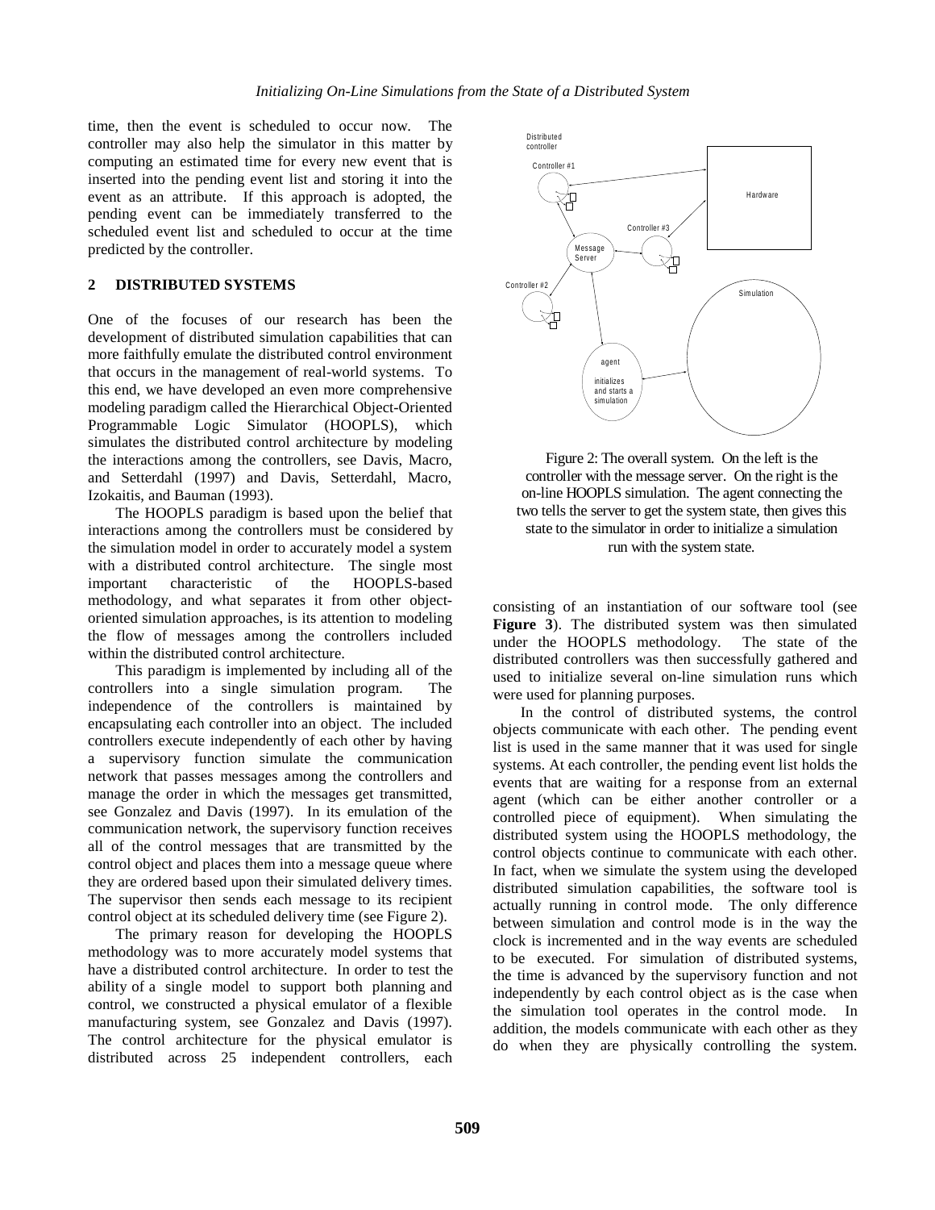time, then the event is scheduled to occur now. The controller may also help the simulator in this matter by computing an estimated time for every new event that is inserted into the pending event list and storing it into the event as an attribute. If this approach is adopted, the pending event can be immediately transferred to the scheduled event list and scheduled to occur at the time predicted by the controller.

## 2 DISTRIBUTED SYSTEMS

One of the focuses of our research has been the development of distributed simulation capabilities that can more faithfully emulate the distributed control environment that occurs in the management of real-world systems. To this end, we have developed an even more comprehensive modeling paradigm called the Hierarchical Object-Oriented Programmable Logic Simulator (HOOPLS), which simulates the distributed control architecture by modeling the interactions among the controllers, see Davis, Macro, and Setterdahl (1997) and Davis, Setterdahl, Macro, Izokaitis, and Bauman (1993).

The HOOPLS paradigm is based upon the belief that interactions among the controllers must be considered by the simulation model in order to accurately model a system with a distributed control architecture. The single most important characteristic of the HOOPLS-based methodology, and what separates it from other object-oriented simulation approaches, is its attention to modeling the flow of messages among the controllers included within the distributed control architecture.

This paradigm is implemented by including all of the controllers into a single simulation program. The independence of the controllers is maintained by encapsulating each controller into an object. The included controllers execute independently of each other by having a supervisory function simulate the communication network that passes messages among the controllers and manage the order in which the messages get transmitted, see Gonzalez and Davis (1997). In its emulation of the communication network, the supervisory function receives all of the control messages that are transmitted by the control object and places them into a message queue where they are ordered based upon their simulated delivery times. The supervisor then sends each message to its recipient control object at its scheduled delivery time (see Figure 2).

The primary reason for developing the HOOPLS methodology was to more accurately model systems that have a distributed control architecture. In order to test the ability of a single model to support both planning and control, we constructed a physical emulator of a flexible manufacturing system, see Gonzalez and Davis (1997). The control architecture for the physical emulator is distributed across 25 independent controllers, each consisting of an instantiation of our software tool (see **Figure 3**). The distributed system was then simulated under the HOOPLS methodology. The state of the distributed controllers was then successfully gathered and used to initialize several on-line simulation runs which were used for planning purposes.

Figure 2: The overall system. On the left is the controller with the message server. On the right is the on-line HOOPLS simulation. The agent connecting the two tells the server to get the system state, then gives this state to the simulator in order to initialize a simulation run with the system state.

In the control of distributed systems, the control objects communicate with each other. The pending event list is used in the same manner that it was used for single systems. At each controller, the pending event list holds the events that are waiting for a response from an external agent (which can be either another controller or a controlled piece of equipment). When simulating the distributed system using the HOOPLS methodology, the control objects continue to communicate with each other. In fact, when we simulate the system using the developed distributed simulation capabilities, the software tool is actually running in control mode. The only difference between simulation and control mode is in the way the clock is incremented and in the way events are scheduled to be executed. For simulation of distributed systems, the time is advanced by the supervisory function and not independently by each control object as is the case when the simulation tool operates in the control mode. In addition, the models communicate with each other as they do when they are physically controlling the system.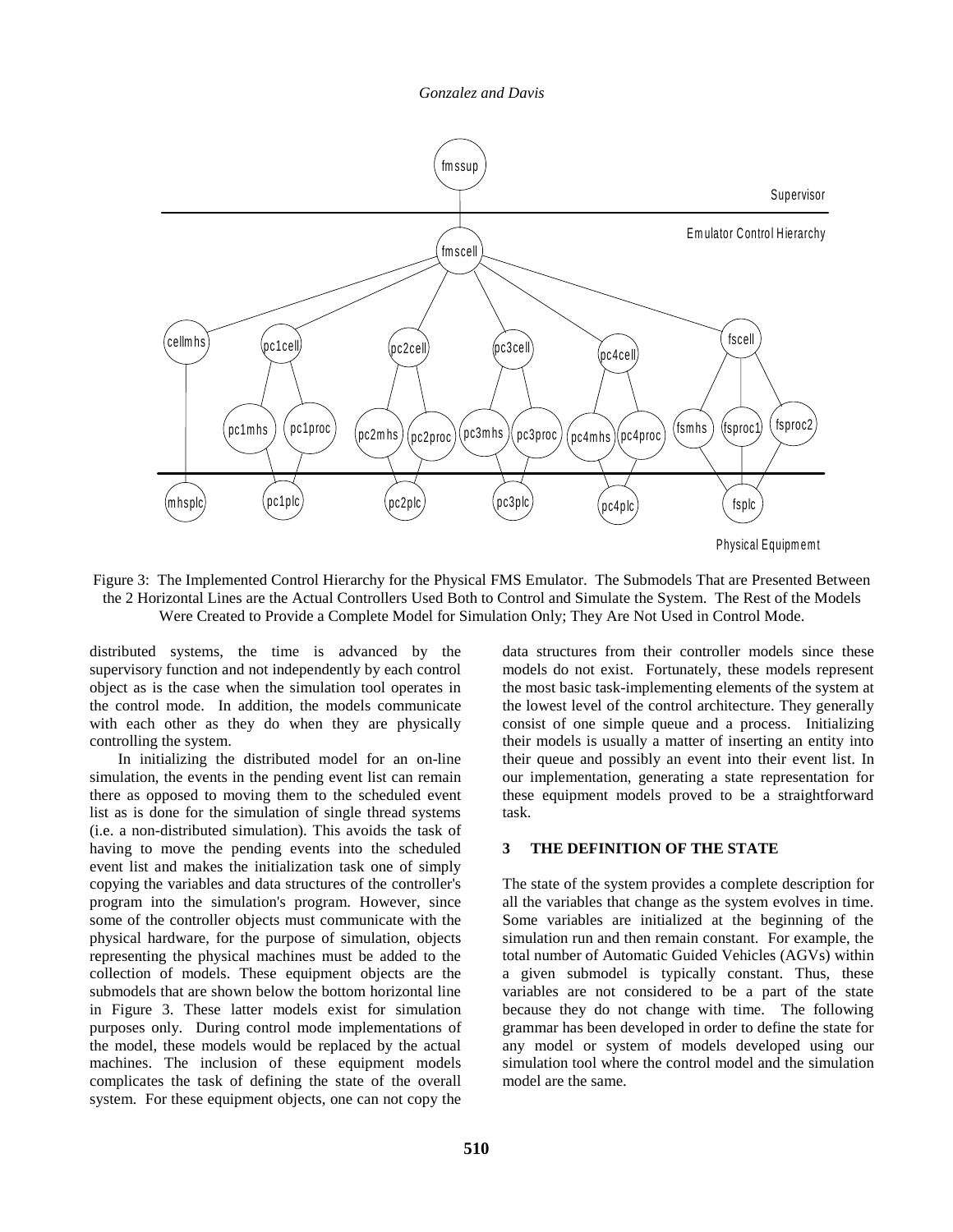Figure 3: The Implemented Control Hierarchy for the Physical FMS Emulator. The Submodels That are Presented Between the 2 Horizontal Lines are the Actual Controllers Used Both to Control and Simulate the System. The Rest of the Models Were Created to Provide a Complete Model for Simulation Only; They Are Not Used in Control Mode.

distributed systems, the time is advanced by the supervisory function and not independently by each control object as is the case when the simulation tool operates in the control mode. In addition, the models communicate with each other as they do when they are physically controlling the system.

In initializing the distributed model for an on-line simulation, the events in the pending event list can remain there as opposed to moving them to the scheduled event list as is done for the simulation of single thread systems (i.e. a non-distributed simulation). This avoids the task of having to move the pending events into the scheduled event list and makes the initialization task one of simply copying the variables and data structures of the controller's program into the simulation's program. However, since some of the controller objects must communicate with the physical hardware, for the purpose of simulation, objects representing the physical machines must be added to the collection of models. These equipment objects are the submodels that are shown below the bottom horizontal line in Figure 3. These latter models exist for simulation purposes only. During control mode implementations of the model, these models would be replaced by the actual machines. The inclusion of these equipment models complicates the task of defining the state of the overall system. For these equipment objects, one can not copy the data structures from their controller models since these models do not exist. Fortunately, these models represent the most basic task-implementing elements of the system at the lowest level of the control architecture. They generally consist of one simple queue and a process. Initializing their models is usually a matter of inserting an entity into their queue and possibly an event into their event list. In our implementation, generating a state representation for these equipment models proved to be a straightforward task.

## 3 THE DEFINITION OF THE STATE

The state of the system provides a complete description for all the variables that change as the system evolves in time. Some variables are initialized at the beginning of the simulation run and then remain constant. For example, the total number of Automatic Guided Vehicles (AGVs) within a given submodel is typically constant. Thus, these variables are not considered to be a part of the state because they do not change with time. The following grammar has been developed in order to define the state for any model or system of models developed using our simulation tool where the control model and the simulation model are the same.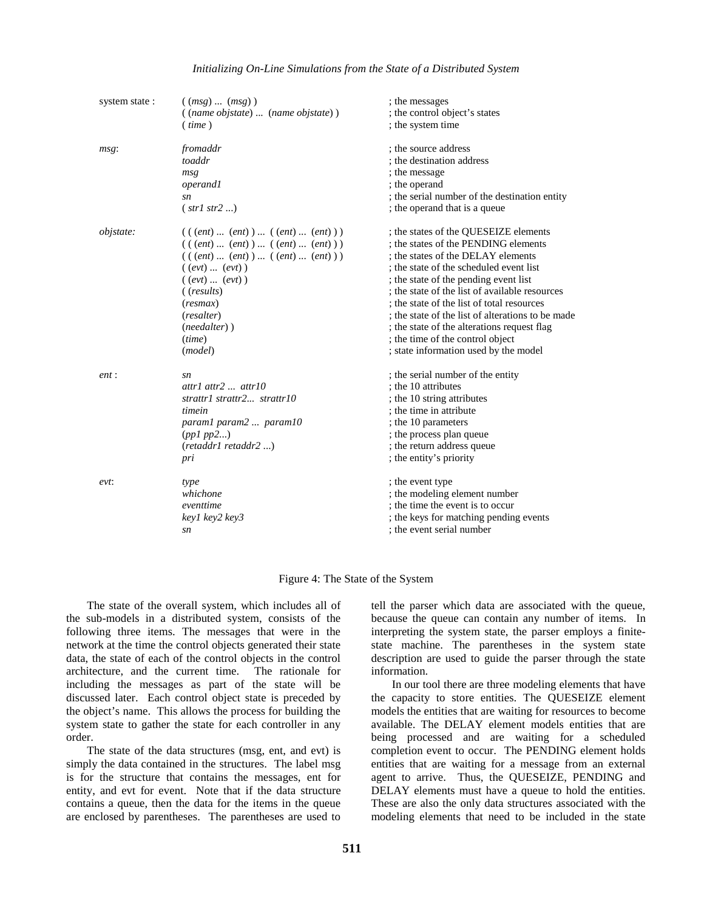```
system state :   ( (msg) ... (msg) )                                          ; the messages
                 ( (name objstate) ... (name objstate) )                      ; the control object's states
                 ( time )                                                     ; the system time

msg:             fromaddr                                                     ; the source address
                 toaddr                                                       ; the destination address
                 msg                                                          ; the message
                 operand1                                                     ; the operand
                 sn                                                           ; the serial number of the destination entity
                 ( str1 str2 ...)                                             ; the operand that is a queue

objstate:        ( ( (ent) ... (ent) ) ... ( (ent) ... (ent) ) )              ; the states of the QUESEIZE elements
                 ( ( (ent) ... (ent) ) ... ( (ent) ... (ent) ) )              ; the states of the PENDING elements
                 ( ( (ent) ... (ent) ) ... ( (ent) ... (ent) ) )              ; the states of the DELAY elements
                 ( (evt) ... (evt) )                                          ; the state of the scheduled event list
                 ( (evt) ... (evt) )                                          ; the state of the pending event list
                 ( (results)                                                  ; the state of the list of available resources
                 (resmax)                                                     ; the state of the list of total resources
                 (resalter)                                                   ; the state of the list of alterations to be made
                 (needalter) )                                                ; the state of the alterations request flag
                 (time)                                                       ; the time of the control object
                 (model)                                                      ; state information used by the model

ent :            sn                                                           ; the serial number of the entity
                 attr1 attr2 ... attr10                                       ; the 10 attributes
                 strattr1 strattr2... strattr10                               ; the 10 string attributes
                 timein                                                       ; the time in attribute
                 param1 param2 ... param10                                    ; the 10 parameters
                 (pp1 pp2...)                                                 ; the process plan queue
                 (retaddr1 retaddr2 ...)                                      ; the return address queue
                 pri                                                          ; the entity's priority

evt:             type                                                         ; the event type
                 whichone                                                     ; the modeling element number
                 eventtime                                                    ; the time the event is to occur
                 key1 key2 key3                                               ; the keys for matching pending events
                 sn                                                           ; the event serial number
```

Figure 4: The State of the System

The state of the overall system, which includes all of the sub-models in a distributed system, consists of the following three items. The messages that were in the network at the time the control objects generated their state data, the state of each of the control objects in the control architecture, and the current time. The rationale for including the messages as part of the state will be discussed later. Each control object state is preceded by the object's name. This allows the process for building the system state to gather the state for each controller in any order.

The state of the data structures (msg, ent, and evt) is simply the data contained in the structures. The label msg is for the structure that contains the messages, ent for entity, and evt for event. Note that if the data structure contains a queue, then the data for the items in the queue are enclosed by parentheses. The parentheses are used to tell the parser which data are associated with the queue, because the queue can contain any number of items. In interpreting the system state, the parser employs a finite-state machine. The parentheses in the system state description are used to guide the parser through the state information.

In our tool there are three modeling elements that have the capacity to store entities. The QUESEIZE element models the entities that are waiting for resources to become available. The DELAY element models entities that are being processed and are waiting for a scheduled completion event to occur. The PENDING element holds entities that are waiting for a message from an external agent to arrive. Thus, the QUESEIZE, PENDING and DELAY elements must have a queue to hold the entities. These are also the only data structures associated with the modeling elements that need to be included in the state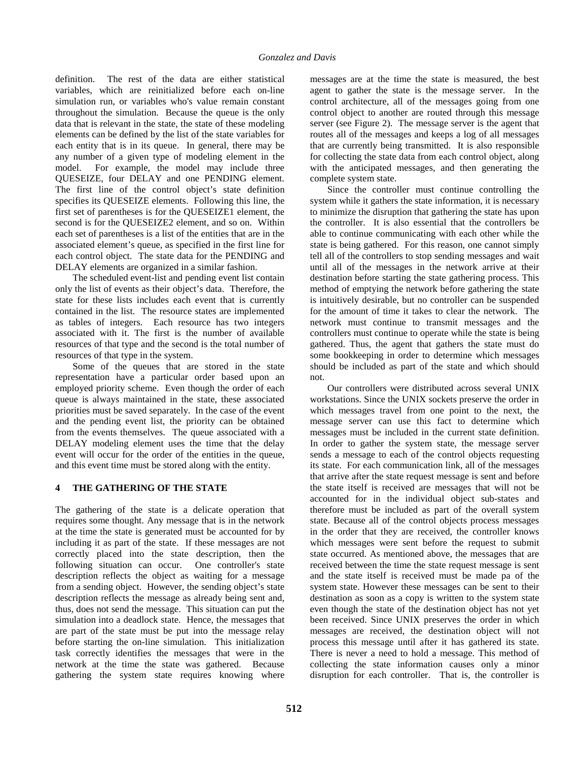definition. The rest of the data are either statistical variables, which are reinitialized before each on-line simulation run, or variables who's value remain constant throughout the simulation. Because the queue is the only data that is relevant in the state, the state of these modeling elements can be defined by the list of the state variables for each entity that is in its queue. In general, there may be any number of a given type of modeling element in the model. For example, the model may include three QUESEIZE, four DELAY and one PENDING element. The first line of the control object's state definition specifies its QUESEIZE elements. Following this line, the first set of parentheses is for the QUESEIZE1 element, the second is for the QUESEIZE2 element, and so on. Within each set of parentheses is a list of the entities that are in the associated element's queue, as specified in the first line for each control object. The state data for the PENDING and DELAY elements are organized in a similar fashion.

The scheduled event-list and pending event list contain only the list of events as their object's data. Therefore, the state for these lists includes each event that is currently contained in the list. The resource states are implemented as tables of integers. Each resource has two integers associated with it. The first is the number of available resources of that type and the second is the total number of resources of that type in the system.

Some of the queues that are stored in the state representation have a particular order based upon an employed priority scheme. Even though the order of each queue is always maintained in the state, these associated priorities must be saved separately. In the case of the event and the pending event list, the priority can be obtained from the events themselves. The queue associated with a DELAY modeling element uses the time that the delay event will occur for the order of the entities in the queue, and this event time must be stored along with the entity.

## 4 THE GATHERING OF THE STATE

The gathering of the state is a delicate operation that requires some thought. Any message that is in the network at the time the state is generated must be accounted for by including it as part of the state. If these messages are not correctly placed into the state description, then the following situation can occur. One controller's state description reflects the object as waiting for a message from a sending object. However, the sending object's state description reflects the message as already being sent and, thus, does not send the message. This situation can put the simulation into a deadlock state. Hence, the messages that are part of the state must be put into the message relay before starting the on-line simulation. This initialization task correctly identifies the messages that were in the network at the time the state was gathered. Because gathering the system state requires knowing where messages are at the time the state is measured, the best agent to gather the state is the message server. In the control architecture, all of the messages going from one control object to another are routed through this message server (see Figure 2). The message server is the agent that routes all of the messages and keeps a log of all messages that are currently being transmitted. It is also responsible for collecting the state data from each control object, along with the anticipated messages, and then generating the complete system state.

Since the controller must continue controlling the system while it gathers the state information, it is necessary to minimize the disruption that gathering the state has upon the controller. It is also essential that the controllers be able to continue communicating with each other while the state is being gathered. For this reason, one cannot simply tell all of the controllers to stop sending messages and wait until all of the messages in the network arrive at their destination before starting the state gathering process. This method of emptying the network before gathering the state is intuitively desirable, but no controller can be suspended for the amount of time it takes to clear the network. The network must continue to transmit messages and the controllers must continue to operate while the state is being gathered. Thus, the agent that gathers the state must do some bookkeeping in order to determine which messages should be included as part of the state and which should not.

Our controllers were distributed across several UNIX workstations. Since the UNIX sockets preserve the order in which messages travel from one point to the next, the message server can use this fact to determine which messages must be included in the current state definition. In order to gather the system state, the message server sends a message to each of the control objects requesting its state. For each communication link, all of the messages that arrive after the state request message is sent and before the state itself is received are messages that will not be accounted for in the individual object sub-states and therefore must be included as part of the overall system state. Because all of the control objects process messages in the order that they are received, the controller knows which messages were sent before the request to submit state occurred. As mentioned above, the messages that are received between the time the state request message is sent and the state itself is received must be made pa of the system state. However these messages can be sent to their destination as soon as a copy is written to the system state even though the state of the destination object has not yet been received. Since UNIX preserves the order in which messages are received, the destination object will not process this message until after it has gathered its state. There is never a need to hold a message. This method of collecting the state information causes only a minor disruption for each controller. That is, the controller is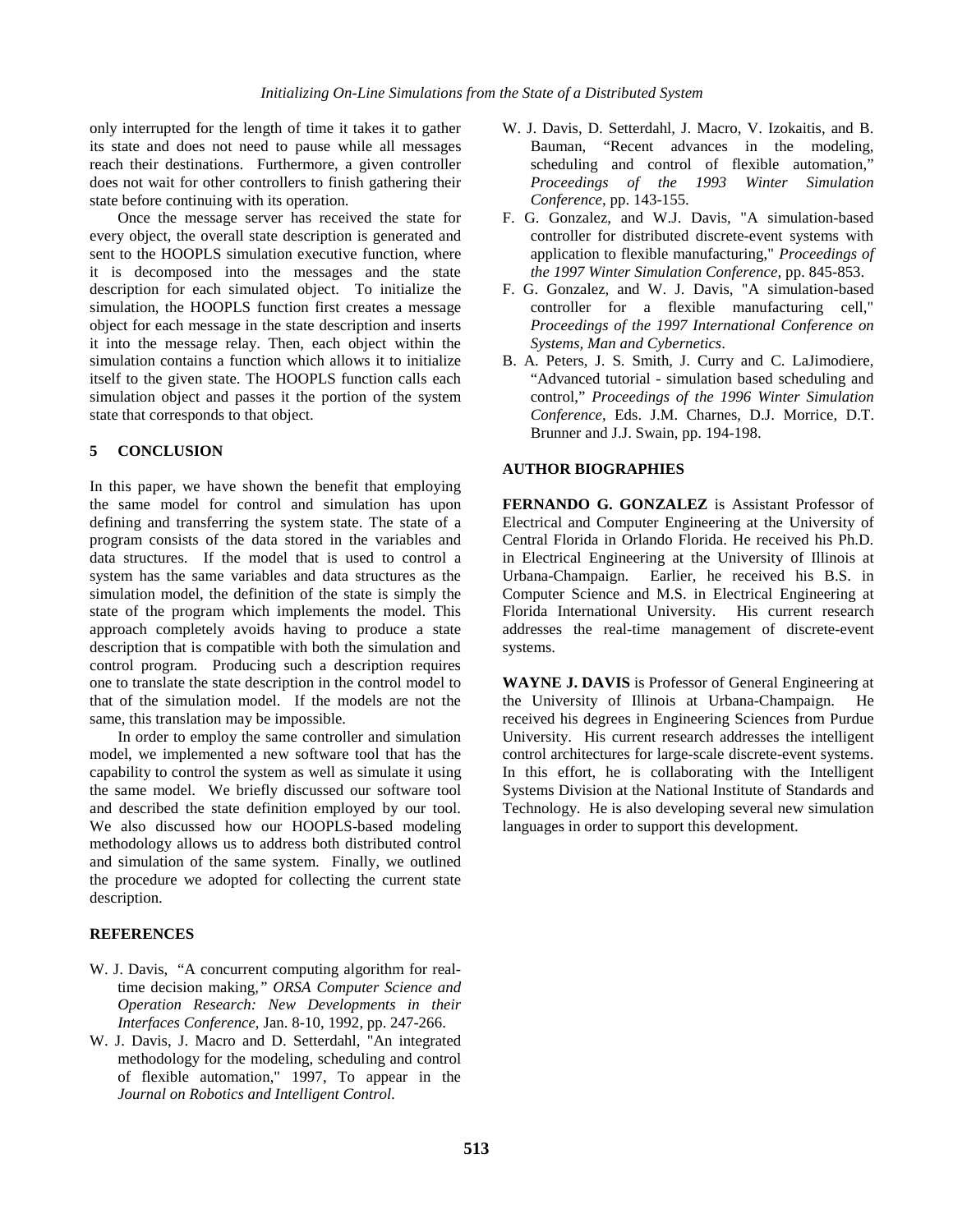only interrupted for the length of time it takes it to gather its state and does not need to pause while all messages reach their destinations. Furthermore, a given controller does not wait for other controllers to finish gathering their state before continuing with its operation.

Once the message server has received the state for every object, the overall state description is generated and sent to the HOOPLS simulation executive function, where it is decomposed into the messages and the state description for each simulated object. To initialize the simulation, the HOOPLS function first creates a message object for each message in the state description and inserts it into the message relay. Then, each object within the simulation contains a function which allows it to initialize itself to the given state. The HOOPLS function calls each simulation object and passes it the portion of the system state that corresponds to that object.

## 5 CONCLUSION

In this paper, we have shown the benefit that employing the same model for control and simulation has upon defining and transferring the system state. The state of a program consists of the data stored in the variables and data structures. If the model that is used to control a system has the same variables and data structures as the simulation model, the definition of the state is simply the state of the program which implements the model. This approach completely avoids having to produce a state description that is compatible with both the simulation and control program. Producing such a description requires one to translate the state description in the control model to that of the simulation model. If the models are not the same, this translation may be impossible.

In order to employ the same controller and simulation model, we implemented a new software tool that has the capability to control the system as well as simulate it using the same model. We briefly discussed our software tool and described the state definition employed by our tool. We also discussed how our HOOPLS-based modeling methodology allows us to address both distributed control and simulation of the same system. Finally, we outlined the procedure we adopted for collecting the current state description.

## REFERENCES

W. J. Davis, "A concurrent computing algorithm for real-time decision making," *ORSA Computer Science and Operation Research: New Developments in their Interfaces Conference*, Jan. 8-10, 1992, pp. 247-266.

W. J. Davis, J. Macro and D. Setterdahl, "An integrated methodology for the modeling, scheduling and control of flexible automation," 1997, To appear in the *Journal on Robotics and Intelligent Control.*

W. J. Davis, D. Setterdahl, J. Macro, V. Izokaitis, and B. Bauman, "Recent advances in the modeling, scheduling and control of flexible automation," *Proceedings of the 1993 Winter Simulation Conference*, pp. 143-155.

F. G. Gonzalez, and W.J. Davis, "A simulation-based controller for distributed discrete-event systems with application to flexible manufacturing," *Proceedings of the 1997 Winter Simulation Conference*, pp. 845-853.

F. G. Gonzalez, and W. J. Davis, "A simulation-based controller for a flexible manufacturing cell," *Proceedings of the 1997 International Conference on Systems, Man and Cybernetics*.

B. A. Peters, J. S. Smith, J. Curry and C. LaJimodiere, "Advanced tutorial - simulation based scheduling and control," *Proceedings of the 1996 Winter Simulation Conference*, Eds. J.M. Charnes, D.J. Morrice, D.T. Brunner and J.J. Swain, pp. 194-198.

## AUTHOR BIOGRAPHIES

**FERNANDO G. GONZALEZ** is Assistant Professor of Electrical and Computer Engineering at the University of Central Florida in Orlando Florida. He received his Ph.D. in Electrical Engineering at the University of Illinois at Urbana-Champaign. Earlier, he received his B.S. in Computer Science and M.S. in Electrical Engineering at Florida International University. His current research addresses the real-time management of discrete-event systems.

**WAYNE J. DAVIS** is Professor of General Engineering at the University of Illinois at Urbana-Champaign. He received his degrees in Engineering Sciences from Purdue University. His current research addresses the intelligent control architectures for large-scale discrete-event systems. In this effort, he is collaborating with the Intelligent Systems Division at the National Institute of Standards and Technology. He is also developing several new simulation languages in order to support this development.